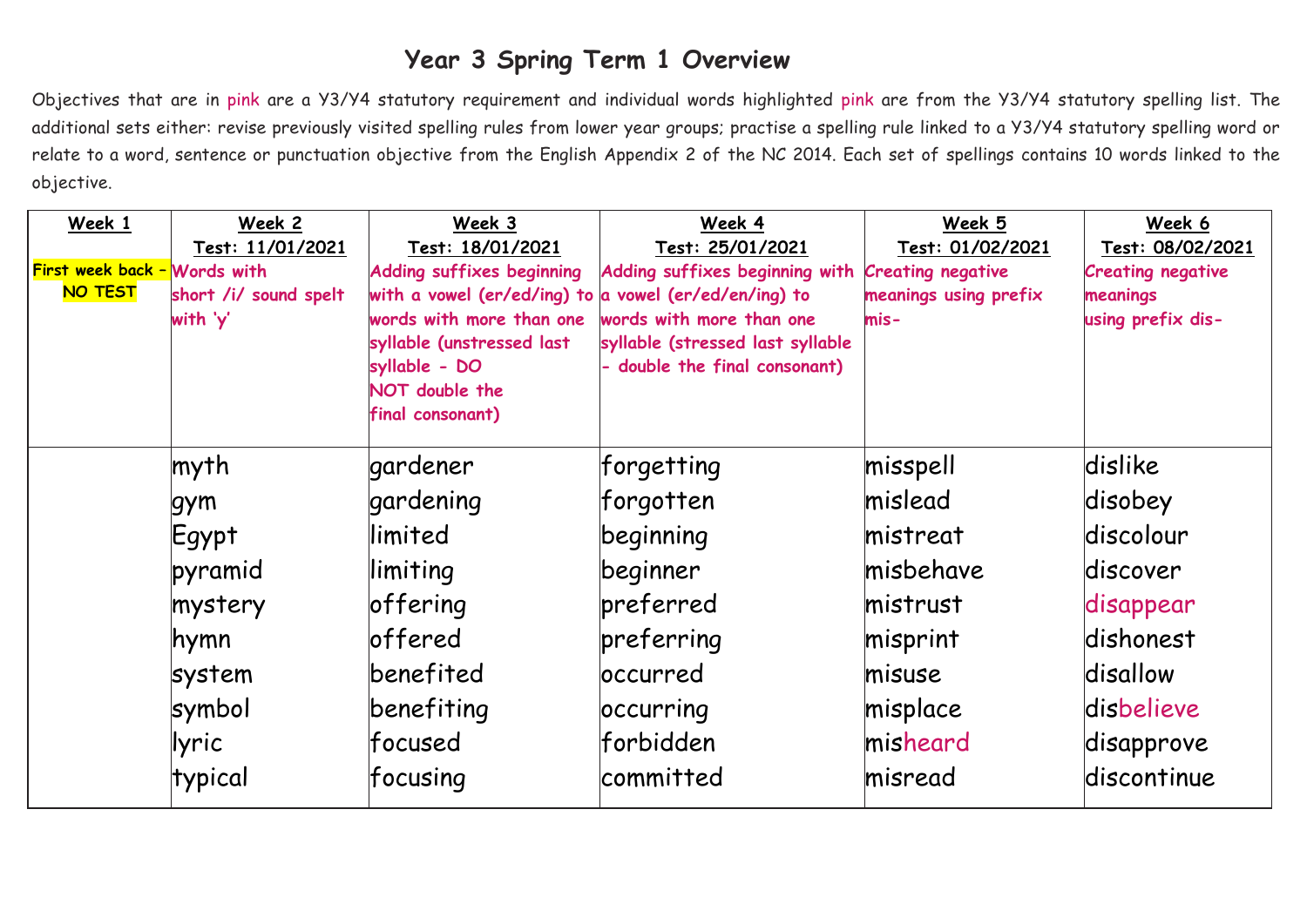# Year 3 Spring Term 1 Overview

Objectives that are in pink are a Y3/Y4 statutory requirement and individual words highlighted pink are from the Y3/Y4 statutory spelling list. The additional sets either: revise previously visited spelling rules from lower year groups; practise a spelling rule linked to a Y3/Y4 statutory spelling word or relate to a word, sentence or punctuation objective from the English Appendix 2 of the NC 2014. Each set of spellings contains 10 words linked to the objective.

| Week 1 | Week 2<br>Test: 11/01/2021 | Week 3<br>Test: 18/01/2021 | Week 4<br>Test: 25/01/2021 | Week 5<br>Test: 01/02/2021 | Week 6<br>Test: 08/02/2021 |
|---|---|---|---|---|---|
| **First week back – NO TEST** | **Words with short /i/ sound spelt with 'y'** | **Adding suffixes beginning with a vowel (er/ed/ing) to words with more than one syllable (unstressed last syllable - DO NOT double the final consonant)** | **Adding suffixes beginning with a vowel (er/ed/en/ing) to words with more than one syllable (stressed last syllable - double the final consonant)** | **Creating negative meanings using prefix mis-** | **Creating negative meanings using prefix dis-** |
| | myth<br>gym<br>Egypt<br>pyramid<br>mystery<br>hymn<br>system<br>symbol<br>lyric<br>typical | gardener<br>gardening<br>limited<br>limiting<br>offering<br>offered<br>benefited<br>benefiting<br>focused<br>focusing | forgetting<br>forgotten<br>beginning<br>beginner<br>preferred<br>preferring<br>occurred<br>occurring<br>forbidden<br>committed | misspell<br>mislead<br>mistreat<br>misbehave<br>mistrust<br>misprint<br>misuse<br>misplace<br>misheard<br>misread | dislike<br>disobey<br>discolour<br>discover<br>disappear<br>dishonest<br>disallow<br>disbelieve<br>disapprove<br>discontinue |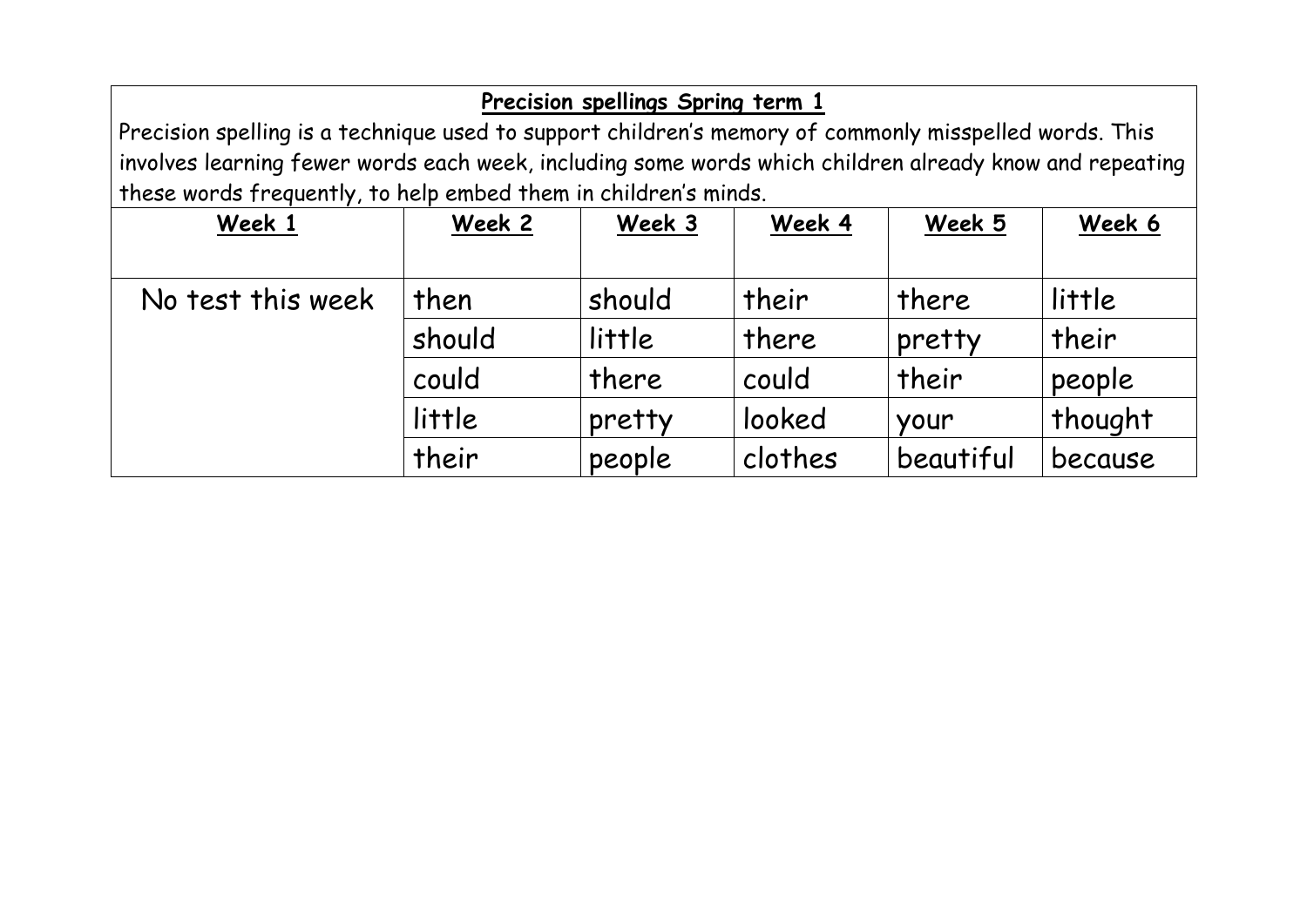**Precision spellings Spring term 1**

Precision spelling is a technique used to support children's memory of commonly misspelled words. This involves learning fewer words each week, including some words which children already know and repeating these words frequently, to help embed them in children's minds.

| **Week 1** | **Week 2** | **Week 3** | **Week 4** | **Week 5** | **Week 6** |
|---|---|---|---|---|---|
| No test this week | then | should | their | there | little |
| | should | little | there | pretty | their |
| | could | there | could | their | people |
| | little | pretty | looked | your | thought |
| | their | people | clothes | beautiful | because |